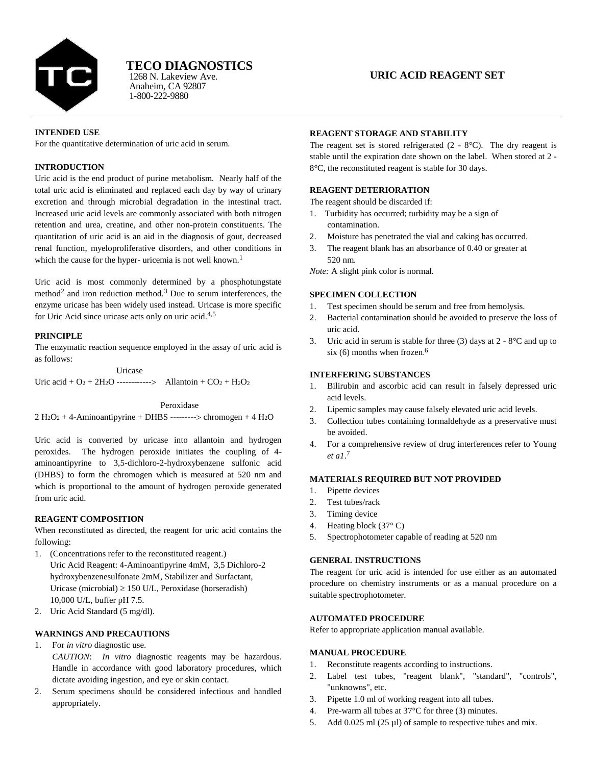# TECO DIAGNOSTICS

1268 N. Lakeview Ave.
Anaheim, CA 92807
1-800-222-9880

## URIC ACID REAGENT SET

### INTENDED USE

For the quantitative determination of uric acid in serum.

### INTRODUCTION

Uric acid is the end product of purine metabolism. Nearly half of the total uric acid is eliminated and replaced each day by way of urinary excretion and through microbial degradation in the intestinal tract. Increased uric acid levels are commonly associated with both nitrogen retention and urea, creatine, and other non-protein constituents. The quantitation of uric acid is an aid in the diagnosis of gout, decreased renal function, myeloproliferative disorders, and other conditions in which the cause for the hyper- uricemia is not well known.[1]

Uric acid is most commonly determined by a phosphotungstate method[2] and iron reduction method.[3] Due to serum interferences, the enzyme uricase has been widely used instead. Uricase is more specific for Uric Acid since uricase acts only on uric acid.[4,5]

### PRINCIPLE

The enzymatic reaction sequence employed in the assay of uric acid is as follows:

$$\text{Uric acid} + O_2 + 2H_2O \xrightarrow{\text{Uricase}} \text{Allantoin} + CO_2 + H_2O_2$$

$$2\,H_2O_2 + \text{4-Aminoantipyrine} + \text{DHBS} \xrightarrow{\text{Peroxidase}} \text{chromogen} + 4\,H_2O$$

Uric acid is converted by uricase into allantoin and hydrogen peroxides. The hydrogen peroxide initiates the coupling of 4-aminoantipyrine to 3,5-dichloro-2-hydroxybenzene sulfonic acid (DHBS) to form the chromogen which is measured at 520 nm and which is proportional to the amount of hydrogen peroxide generated from uric acid.

### REAGENT COMPOSITION

When reconstituted as directed, the reagent for uric acid contains the following:

1. (Concentrations refer to the reconstituted reagent.)
   Uric Acid Reagent: 4-Aminoantipyrine 4mM, 3,5 Dichloro-2 hydroxybenzenesulfonate 2mM, Stabilizer and Surfactant, Uricase (microbial) ≥ 150 U/L, Peroxidase (horseradish) 10,000 U/L, buffer pH 7.5.
2. Uric Acid Standard (5 mg/dl).

### WARNINGS AND PRECAUTIONS

1. For *in vitro* diagnostic use.
   *CAUTION*: *In vitro* diagnostic reagents may be hazardous. Handle in accordance with good laboratory procedures, which dictate avoiding ingestion, and eye or skin contact.
2. Serum specimens should be considered infectious and handled appropriately.

### REAGENT STORAGE AND STABILITY

The reagent set is stored refrigerated (2 - 8°C). The dry reagent is stable until the expiration date shown on the label. When stored at 2 - 8°C, the reconstituted reagent is stable for 30 days.

### REAGENT DETERIORATION

The reagent should be discarded if:

1. Turbidity has occurred; turbidity may be a sign of contamination.
2. Moisture has penetrated the vial and caking has occurred.
3. The reagent blank has an absorbance of 0.40 or greater at 520 nm.

*Note:* A slight pink color is normal.

### SPECIMEN COLLECTION

1. Test specimen should be serum and free from hemolysis.
2. Bacterial contamination should be avoided to preserve the loss of uric acid.
3. Uric acid in serum is stable for three (3) days at 2 - 8°C and up to six (6) months when frozen.[6]

### INTERFERING SUBSTANCES

1. Bilirubin and ascorbic acid can result in falsely depressed uric acid levels.
2. Lipemic samples may cause falsely elevated uric acid levels.
3. Collection tubes containing formaldehyde as a preservative must be avoided.
4. For a comprehensive review of drug interferences refer to Young *et a1*.[7]

### MATERIALS REQUIRED BUT NOT PROVIDED

1. Pipette devices
2. Test tubes/rack
3. Timing device
4. Heating block (37° C)
5. Spectrophotometer capable of reading at 520 nm

### GENERAL INSTRUCTIONS

The reagent for uric acid is intended for use either as an automated procedure on chemistry instruments or as a manual procedure on a suitable spectrophotometer.

### AUTOMATED PROCEDURE

Refer to appropriate application manual available.

### MANUAL PROCEDURE

1. Reconstitute reagents according to instructions.
2. Label test tubes, "reagent blank", "standard", "controls", "unknowns", etc.
3. Pipette 1.0 ml of working reagent into all tubes.
4. Pre-warm all tubes at 37°C for three (3) minutes.
5. Add 0.025 ml (25 µl) of sample to respective tubes and mix.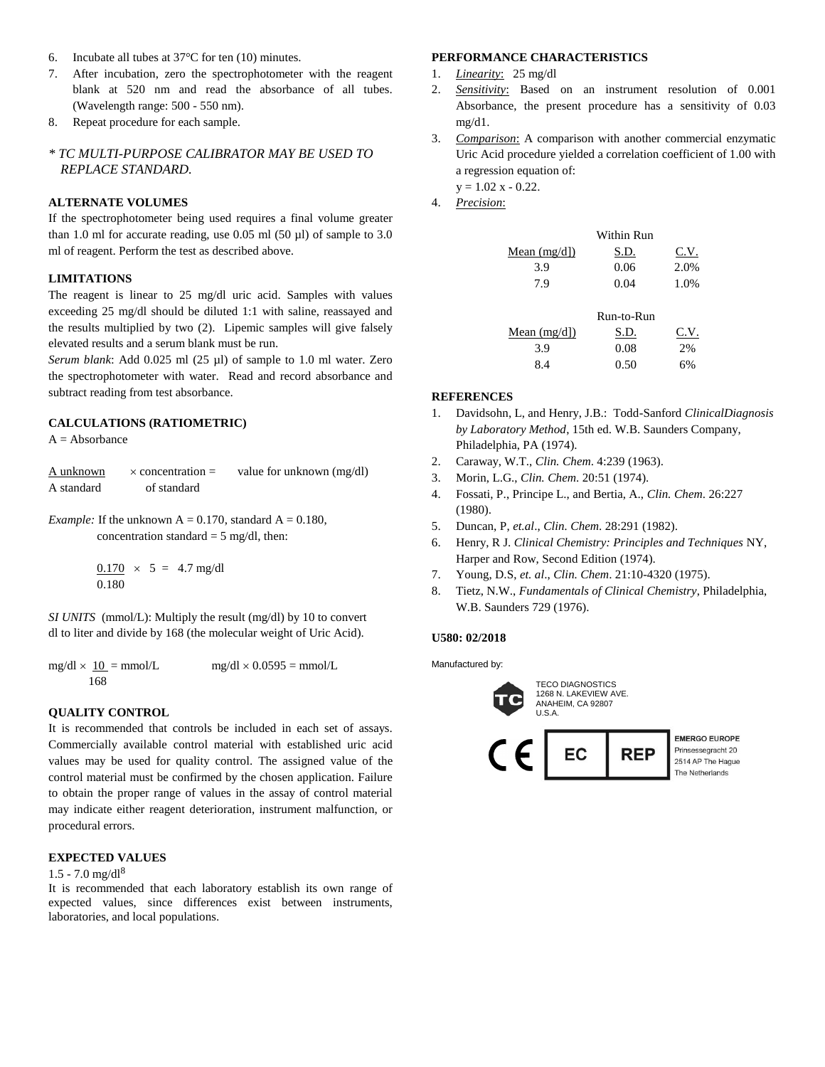6. Incubate all tubes at 37°C for ten (10) minutes.
7. After incubation, zero the spectrophotometer with the reagent blank at 520 nm and read the absorbance of all tubes. (Wavelength range: 500 - 550 nm).
8. Repeat procedure for each sample.

*\* TC MULTI-PURPOSE CALIBRATOR MAY BE USED TO REPLACE STANDARD.*

**ALTERNATE VOLUMES**

If the spectrophotometer being used requires a final volume greater than 1.0 ml for accurate reading, use 0.05 ml (50 µl) of sample to 3.0 ml of reagent. Perform the test as described above.

**LIMITATIONS**

The reagent is linear to 25 mg/dl uric acid. Samples with values exceeding 25 mg/dl should be diluted 1:1 with saline, reassayed and the results multiplied by two (2). Lipemic samples will give falsely elevated results and a serum blank must be run.

*Serum blank*: Add 0.025 ml (25 µl) of sample to 1.0 ml water. Zero the spectrophotometer with water. Read and record absorbance and subtract reading from test absorbance.

**CALCULATIONS (RATIOMETRIC)**

A = Absorbance

$$\frac{\text{A unknown}}{\text{A standard}} \times \text{concentration of standard} = \text{value for unknown (mg/dl)}$$

*Example:* If the unknown A = 0.170, standard A = 0.180, concentration standard = 5 mg/dl, then:

$$\frac{0.170}{0.180} \times 5 = 4.7 \text{ mg/dl}$$

*SI UNITS* (mmol/L): Multiply the result (mg/dl) by 10 to convert dl to liter and divide by 168 (the molecular weight of Uric Acid).

$$\text{mg/dl} \times \frac{10}{168} = \text{mmol/L} \qquad \text{mg/dl} \times 0.0595 = \text{mmol/L}$$

**QUALITY CONTROL**

It is recommended that controls be included in each set of assays. Commercially available control material with established uric acid values may be used for quality control. The assigned value of the control material must be confirmed by the chosen application. Failure to obtain the proper range of values in the assay of control material may indicate either reagent deterioration, instrument malfunction, or procedural errors.

**EXPECTED VALUES**

1.5 - 7.0 mg/dl[8]

It is recommended that each laboratory establish its own range of expected values, since differences exist between instruments, laboratories, and local populations.

**PERFORMANCE CHARACTERISTICS**

1. *Linearity*: 25 mg/dl
2. *Sensitivity*: Based on an instrument resolution of 0.001 Absorbance, the present procedure has a sensitivity of 0.03 mg/d1.
3. *Comparison*: A comparison with another commercial enzymatic Uric Acid procedure yielded a correlation coefficient of 1.00 with a regression equation of: $y = 1.02x - 0.22$.
4. *Precision*:

Within Run

| Mean (mg/dl]) | S.D. | C.V. |
|---|---|---|
| 3.9 | 0.06 | 2.0% |
| 7.9 | 0.04 | 1.0% |

Run-to-Run

| Mean (mg/dl]) | S.D. | C.V. |
|---|---|---|
| 3.9 | 0.08 | 2% |
| 8.4 | 0.50 | 6% |

**REFERENCES**

1. Davidsohn, L, and Henry, J.B.: Todd-Sanford *ClinicalDiagnosis by Laboratory Method*, 15th ed. W.B. Saunders Company, Philadelphia, PA (1974).
2. Caraway, W.T., *Clin. Chem*. 4:239 (1963).
3. Morin, L.G., *Clin. Chem*. 20:51 (1974).
4. Fossati, P., Principe L., and Bertia, A., *Clin. Chem*. 26:227 (1980).
5. Duncan, P, *et.al*., *Clin. Chem*. 28:291 (1982).
6. Henry, R J. *Clinical Chemistry: Principles and Techniques* NY, Harper and Row, Second Edition (1974).
7. Young, D.S, *et. al*., *Clin. Chem*. 21:10-4320 (1975).
8. Tietz, N.W., *Fundamentals of Clinical Chemistry*, Philadelphia, W.B. Saunders 729 (1976).

**U580: 02/2018**

Manufactured by:

TECO DIAGNOSTICS
1268 N. LAKEVIEW AVE.
ANAHEIM, CA 92807
U.S.A.

CE EC REP

**EMERGO EUROPE**
Prinsessegracht 20
2514 AP The Hague
The Netherlands